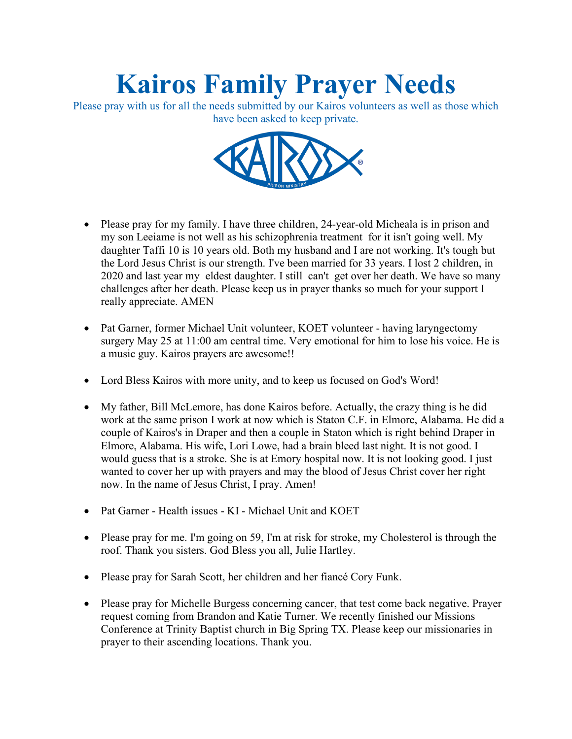# Kairos Family Prayer Needs

Please pray with us for all the needs submitted by our Kairos volunteers as well as those which have been asked to keep private.

- Please pray for my family. I have three children, 24-year-old Micheala is in prison and my son Leeiame is not well as his schizophrenia treatment for it isn't going well. My daughter Taffi 10 is 10 years old. Both my husband and I are not working. It's tough but the Lord Jesus Christ is our strength. I've been married for 33 years. I lost 2 children, in 2020 and last year my eldest daughter. I still can't get over her death. We have so many challenges after her death. Please keep us in prayer thanks so much for your support I really appreciate. AMEN

- Pat Garner, former Michael Unit volunteer, KOET volunteer - having laryngectomy surgery May 25 at 11:00 am central time. Very emotional for him to lose his voice. He is a music guy. Kairos prayers are awesome!!

- Lord Bless Kairos with more unity, and to keep us focused on God's Word!

- My father, Bill McLemore, has done Kairos before. Actually, the crazy thing is he did work at the same prison I work at now which is Staton C.F. in Elmore, Alabama. He did a couple of Kairos's in Draper and then a couple in Staton which is right behind Draper in Elmore, Alabama. His wife, Lori Lowe, had a brain bleed last night. It is not good. I would guess that is a stroke. She is at Emory hospital now. It is not looking good. I just wanted to cover her up with prayers and may the blood of Jesus Christ cover her right now. In the name of Jesus Christ, I pray. Amen!

- Pat Garner - Health issues - KI - Michael Unit and KOET

- Please pray for me. I'm going on 59, I'm at risk for stroke, my Cholesterol is through the roof. Thank you sisters. God Bless you all, Julie Hartley.

- Please pray for Sarah Scott, her children and her fiancé Cory Funk.

- Please pray for Michelle Burgess concerning cancer, that test come back negative. Prayer request coming from Brandon and Katie Turner. We recently finished our Missions Conference at Trinity Baptist church in Big Spring TX. Please keep our missionaries in prayer to their ascending locations. Thank you.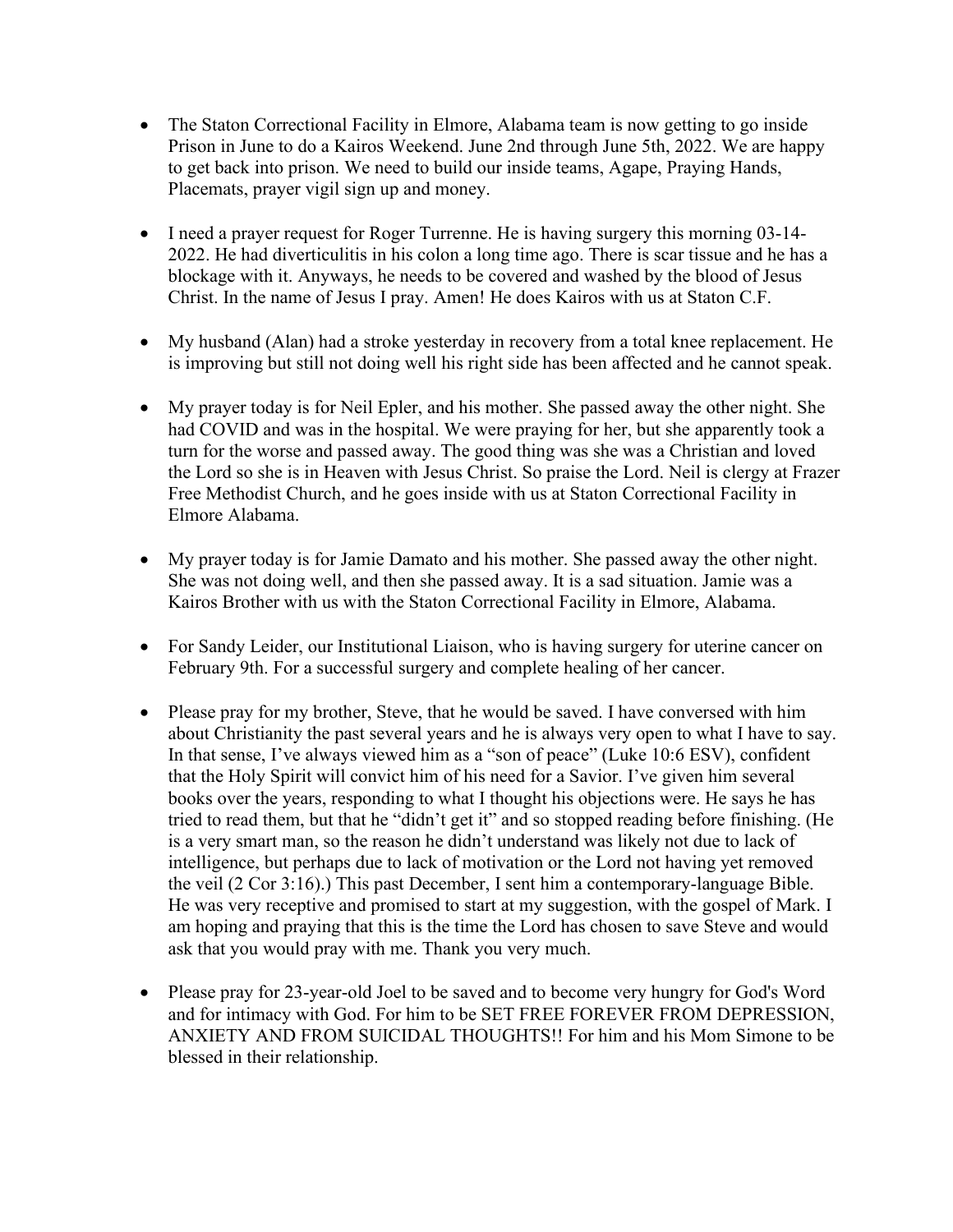- The Staton Correctional Facility in Elmore, Alabama team is now getting to go inside Prison in June to do a Kairos Weekend. June 2nd through June 5th, 2022. We are happy to get back into prison. We need to build our inside teams, Agape, Praying Hands, Placemats, prayer vigil sign up and money.

- I need a prayer request for Roger Turrenne. He is having surgery this morning 03-14-2022. He had diverticulitis in his colon a long time ago. There is scar tissue and he has a blockage with it. Anyways, he needs to be covered and washed by the blood of Jesus Christ. In the name of Jesus I pray. Amen! He does Kairos with us at Staton C.F.

- My husband (Alan) had a stroke yesterday in recovery from a total knee replacement. He is improving but still not doing well his right side has been affected and he cannot speak.

- My prayer today is for Neil Epler, and his mother. She passed away the other night. She had COVID and was in the hospital. We were praying for her, but she apparently took a turn for the worse and passed away. The good thing was she was a Christian and loved the Lord so she is in Heaven with Jesus Christ. So praise the Lord. Neil is clergy at Frazer Free Methodist Church, and he goes inside with us at Staton Correctional Facility in Elmore Alabama.

- My prayer today is for Jamie Damato and his mother. She passed away the other night. She was not doing well, and then she passed away. It is a sad situation. Jamie was a Kairos Brother with us with the Staton Correctional Facility in Elmore, Alabama.

- For Sandy Leider, our Institutional Liaison, who is having surgery for uterine cancer on February 9th. For a successful surgery and complete healing of her cancer.

- Please pray for my brother, Steve, that he would be saved. I have conversed with him about Christianity the past several years and he is always very open to what I have to say. In that sense, I've always viewed him as a "son of peace" (Luke 10:6 ESV), confident that the Holy Spirit will convict him of his need for a Savior. I've given him several books over the years, responding to what I thought his objections were. He says he has tried to read them, but that he "didn't get it" and so stopped reading before finishing. (He is a very smart man, so the reason he didn't understand was likely not due to lack of intelligence, but perhaps due to lack of motivation or the Lord not having yet removed the veil (2 Cor 3:16).) This past December, I sent him a contemporary-language Bible. He was very receptive and promised to start at my suggestion, with the gospel of Mark. I am hoping and praying that this is the time the Lord has chosen to save Steve and would ask that you would pray with me. Thank you very much.

- Please pray for 23-year-old Joel to be saved and to become very hungry for God's Word and for intimacy with God. For him to be SET FREE FOREVER FROM DEPRESSION, ANXIETY AND FROM SUICIDAL THOUGHTS!! For him and his Mom Simone to be blessed in their relationship.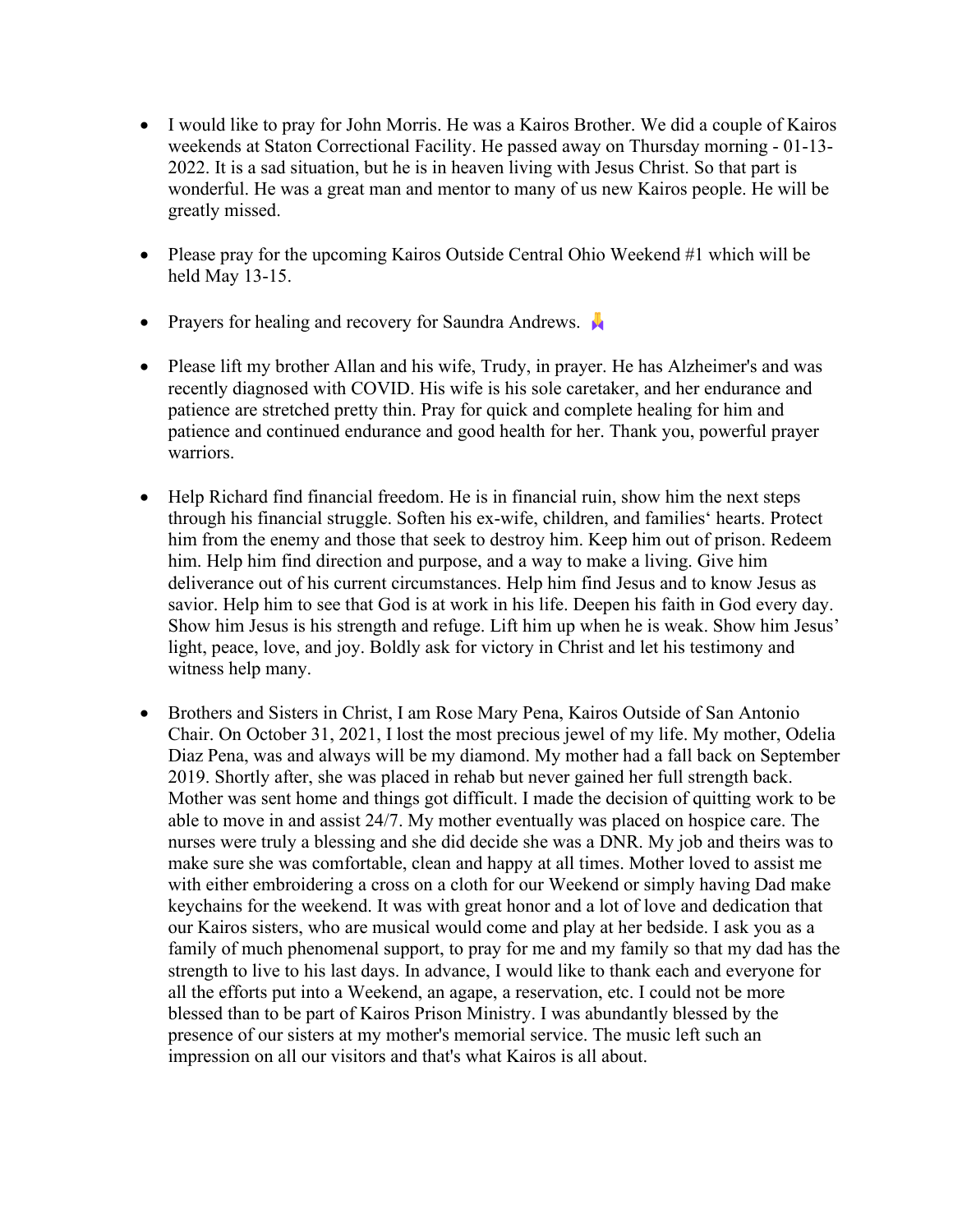- I would like to pray for John Morris. He was a Kairos Brother. We did a couple of Kairos weekends at Staton Correctional Facility. He passed away on Thursday morning - 01-13-2022. It is a sad situation, but he is in heaven living with Jesus Christ. So that part is wonderful. He was a great man and mentor to many of us new Kairos people. He will be greatly missed.

- Please pray for the upcoming Kairos Outside Central Ohio Weekend #1 which will be held May 13-15.

- Prayers for healing and recovery for Saundra Andrews. 🙏

- Please lift my brother Allan and his wife, Trudy, in prayer. He has Alzheimer's and was recently diagnosed with COVID. His wife is his sole caretaker, and her endurance and patience are stretched pretty thin. Pray for quick and complete healing for him and patience and continued endurance and good health for her. Thank you, powerful prayer warriors.

- Help Richard find financial freedom. He is in financial ruin, show him the next steps through his financial struggle. Soften his ex-wife, children, and families' hearts. Protect him from the enemy and those that seek to destroy him. Keep him out of prison. Redeem him. Help him find direction and purpose, and a way to make a living. Give him deliverance out of his current circumstances. Help him find Jesus and to know Jesus as savior. Help him to see that God is at work in his life. Deepen his faith in God every day. Show him Jesus is his strength and refuge. Lift him up when he is weak. Show him Jesus' light, peace, love, and joy. Boldly ask for victory in Christ and let his testimony and witness help many.

- Brothers and Sisters in Christ, I am Rose Mary Pena, Kairos Outside of San Antonio Chair. On October 31, 2021, I lost the most precious jewel of my life. My mother, Odelia Diaz Pena, was and always will be my diamond. My mother had a fall back on September 2019. Shortly after, she was placed in rehab but never gained her full strength back. Mother was sent home and things got difficult. I made the decision of quitting work to be able to move in and assist 24/7. My mother eventually was placed on hospice care. The nurses were truly a blessing and she did decide she was a DNR. My job and theirs was to make sure she was comfortable, clean and happy at all times. Mother loved to assist me with either embroidering a cross on a cloth for our Weekend or simply having Dad make keychains for the weekend. It was with great honor and a lot of love and dedication that our Kairos sisters, who are musical would come and play at her bedside. I ask you as a family of much phenomenal support, to pray for me and my family so that my dad has the strength to live to his last days. In advance, I would like to thank each and everyone for all the efforts put into a Weekend, an agape, a reservation, etc. I could not be more blessed than to be part of Kairos Prison Ministry. I was abundantly blessed by the presence of our sisters at my mother's memorial service. The music left such an impression on all our visitors and that's what Kairos is all about.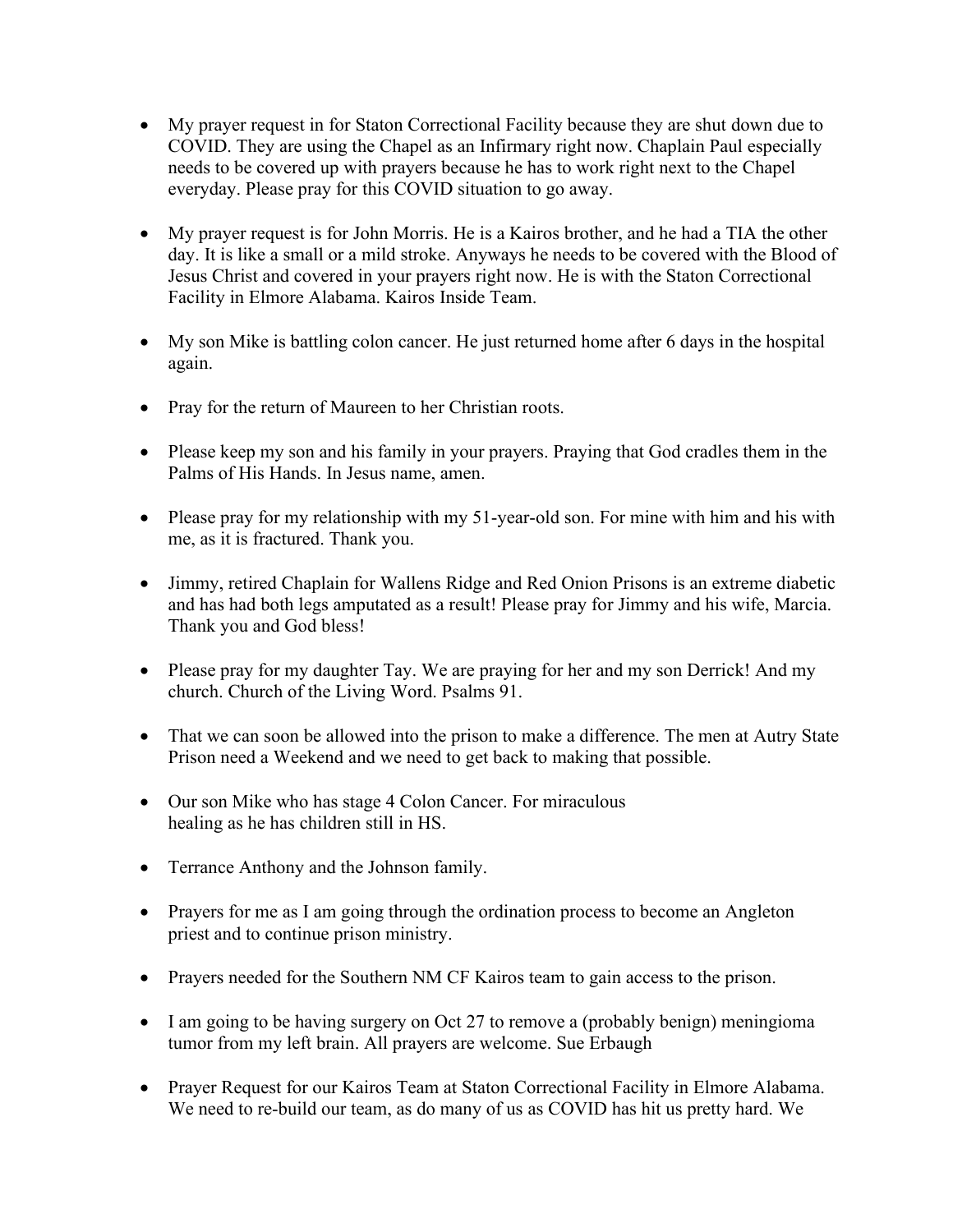- My prayer request in for Staton Correctional Facility because they are shut down due to COVID. They are using the Chapel as an Infirmary right now. Chaplain Paul especially needs to be covered up with prayers because he has to work right next to the Chapel everyday. Please pray for this COVID situation to go away.

- My prayer request is for John Morris. He is a Kairos brother, and he had a TIA the other day. It is like a small or a mild stroke. Anyways he needs to be covered with the Blood of Jesus Christ and covered in your prayers right now. He is with the Staton Correctional Facility in Elmore Alabama. Kairos Inside Team.

- My son Mike is battling colon cancer. He just returned home after 6 days in the hospital again.

- Pray for the return of Maureen to her Christian roots.

- Please keep my son and his family in your prayers. Praying that God cradles them in the Palms of His Hands. In Jesus name, amen.

- Please pray for my relationship with my 51-year-old son. For mine with him and his with me, as it is fractured. Thank you.

- Jimmy, retired Chaplain for Wallens Ridge and Red Onion Prisons is an extreme diabetic and has had both legs amputated as a result! Please pray for Jimmy and his wife, Marcia. Thank you and God bless!

- Please pray for my daughter Tay. We are praying for her and my son Derrick! And my church. Church of the Living Word. Psalms 91.

- That we can soon be allowed into the prison to make a difference. The men at Autry State Prison need a Weekend and we need to get back to making that possible.

- Our son Mike who has stage 4 Colon Cancer. For miraculous healing as he has children still in HS.

- Terrance Anthony and the Johnson family.

- Prayers for me as I am going through the ordination process to become an Angleton priest and to continue prison ministry.

- Prayers needed for the Southern NM CF Kairos team to gain access to the prison.

- I am going to be having surgery on Oct 27 to remove a (probably benign) meningioma tumor from my left brain. All prayers are welcome. Sue Erbaugh

- Prayer Request for our Kairos Team at Staton Correctional Facility in Elmore Alabama. We need to re-build our team, as do many of us as COVID has hit us pretty hard. We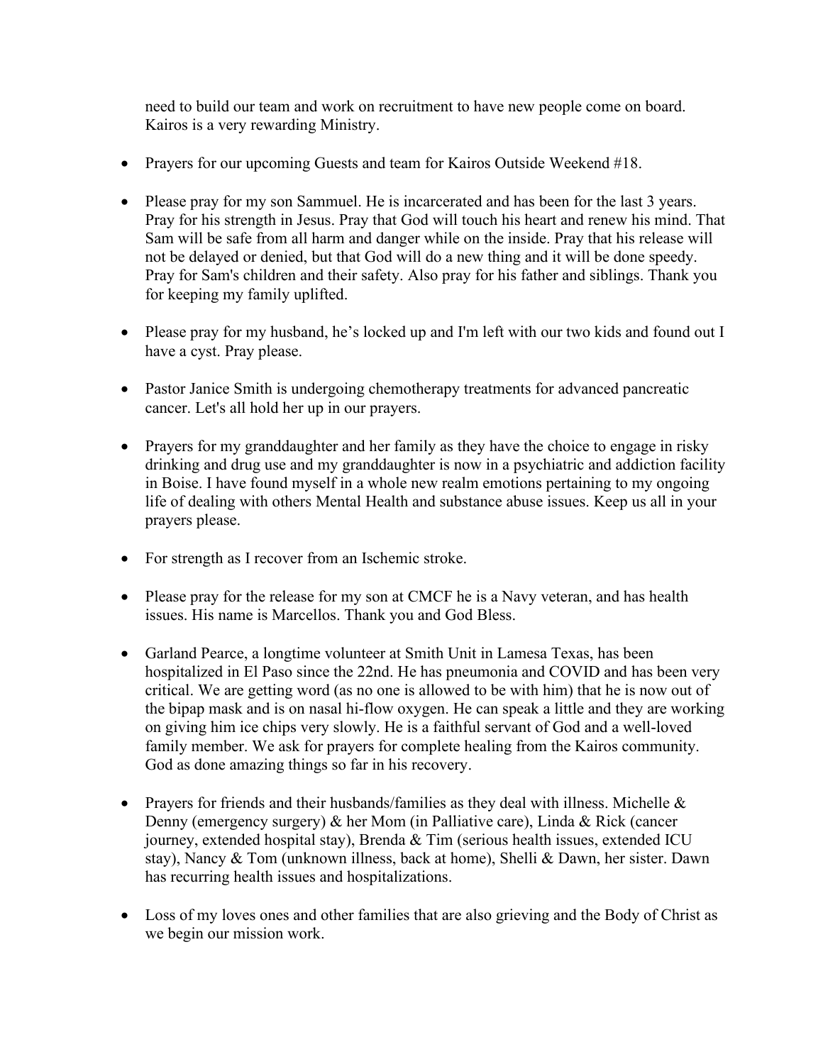need to build our team and work on recruitment to have new people come on board. Kairos is a very rewarding Ministry.

- Prayers for our upcoming Guests and team for Kairos Outside Weekend #18.

- Please pray for my son Sammuel. He is incarcerated and has been for the last 3 years. Pray for his strength in Jesus. Pray that God will touch his heart and renew his mind. That Sam will be safe from all harm and danger while on the inside. Pray that his release will not be delayed or denied, but that God will do a new thing and it will be done speedy. Pray for Sam's children and their safety. Also pray for his father and siblings. Thank you for keeping my family uplifted.

- Please pray for my husband, he's locked up and I'm left with our two kids and found out I have a cyst. Pray please.

- Pastor Janice Smith is undergoing chemotherapy treatments for advanced pancreatic cancer. Let's all hold her up in our prayers.

- Prayers for my granddaughter and her family as they have the choice to engage in risky drinking and drug use and my granddaughter is now in a psychiatric and addiction facility in Boise. I have found myself in a whole new realm emotions pertaining to my ongoing life of dealing with others Mental Health and substance abuse issues. Keep us all in your prayers please.

- For strength as I recover from an Ischemic stroke.

- Please pray for the release for my son at CMCF he is a Navy veteran, and has health issues. His name is Marcellos. Thank you and God Bless.

- Garland Pearce, a longtime volunteer at Smith Unit in Lamesa Texas, has been hospitalized in El Paso since the 22nd. He has pneumonia and COVID and has been very critical. We are getting word (as no one is allowed to be with him) that he is now out of the bipap mask and is on nasal hi-flow oxygen. He can speak a little and they are working on giving him ice chips very slowly. He is a faithful servant of God and a well-loved family member. We ask for prayers for complete healing from the Kairos community. God as done amazing things so far in his recovery.

- Prayers for friends and their husbands/families as they deal with illness. Michelle & Denny (emergency surgery) & her Mom (in Palliative care), Linda & Rick (cancer journey, extended hospital stay), Brenda & Tim (serious health issues, extended ICU stay), Nancy & Tom (unknown illness, back at home), Shelli & Dawn, her sister. Dawn has recurring health issues and hospitalizations.

- Loss of my loves ones and other families that are also grieving and the Body of Christ as we begin our mission work.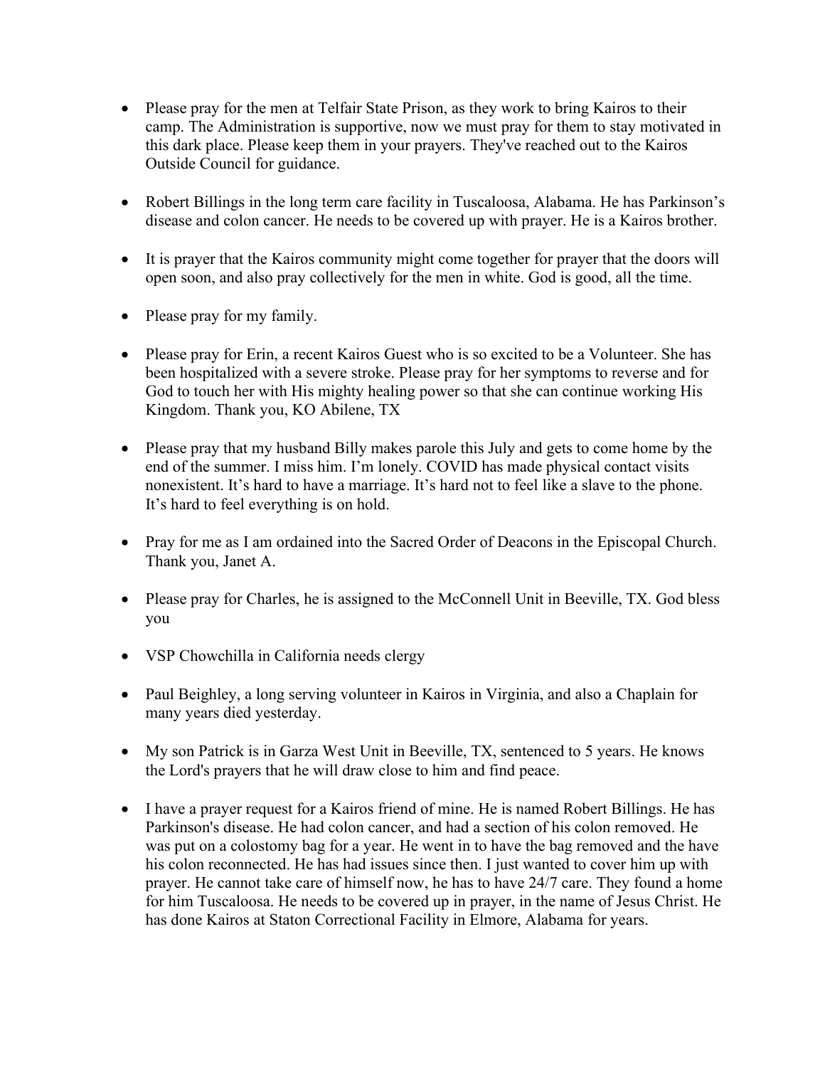- Please pray for the men at Telfair State Prison, as they work to bring Kairos to their camp. The Administration is supportive, now we must pray for them to stay motivated in this dark place. Please keep them in your prayers. They've reached out to the Kairos Outside Council for guidance.

- Robert Billings in the long term care facility in Tuscaloosa, Alabama. He has Parkinson's disease and colon cancer. He needs to be covered up with prayer. He is a Kairos brother.

- It is prayer that the Kairos community might come together for prayer that the doors will open soon, and also pray collectively for the men in white. God is good, all the time.

- Please pray for my family.

- Please pray for Erin, a recent Kairos Guest who is so excited to be a Volunteer. She has been hospitalized with a severe stroke. Please pray for her symptoms to reverse and for God to touch her with His mighty healing power so that she can continue working His Kingdom. Thank you, KO Abilene, TX

- Please pray that my husband Billy makes parole this July and gets to come home by the end of the summer. I miss him. I'm lonely. COVID has made physical contact visits nonexistent. It's hard to have a marriage. It's hard not to feel like a slave to the phone. It's hard to feel everything is on hold.

- Pray for me as I am ordained into the Sacred Order of Deacons in the Episcopal Church. Thank you, Janet A.

- Please pray for Charles, he is assigned to the McConnell Unit in Beeville, TX. God bless you

- VSP Chowchilla in California needs clergy

- Paul Beighley, a long serving volunteer in Kairos in Virginia, and also a Chaplain for many years died yesterday.

- My son Patrick is in Garza West Unit in Beeville, TX, sentenced to 5 years. He knows the Lord's prayers that he will draw close to him and find peace.

- I have a prayer request for a Kairos friend of mine. He is named Robert Billings. He has Parkinson's disease. He had colon cancer, and had a section of his colon removed. He was put on a colostomy bag for a year. He went in to have the bag removed and the have his colon reconnected. He has had issues since then. I just wanted to cover him up with prayer. He cannot take care of himself now, he has to have 24/7 care. They found a home for him Tuscaloosa. He needs to be covered up in prayer, in the name of Jesus Christ. He has done Kairos at Staton Correctional Facility in Elmore, Alabama for years.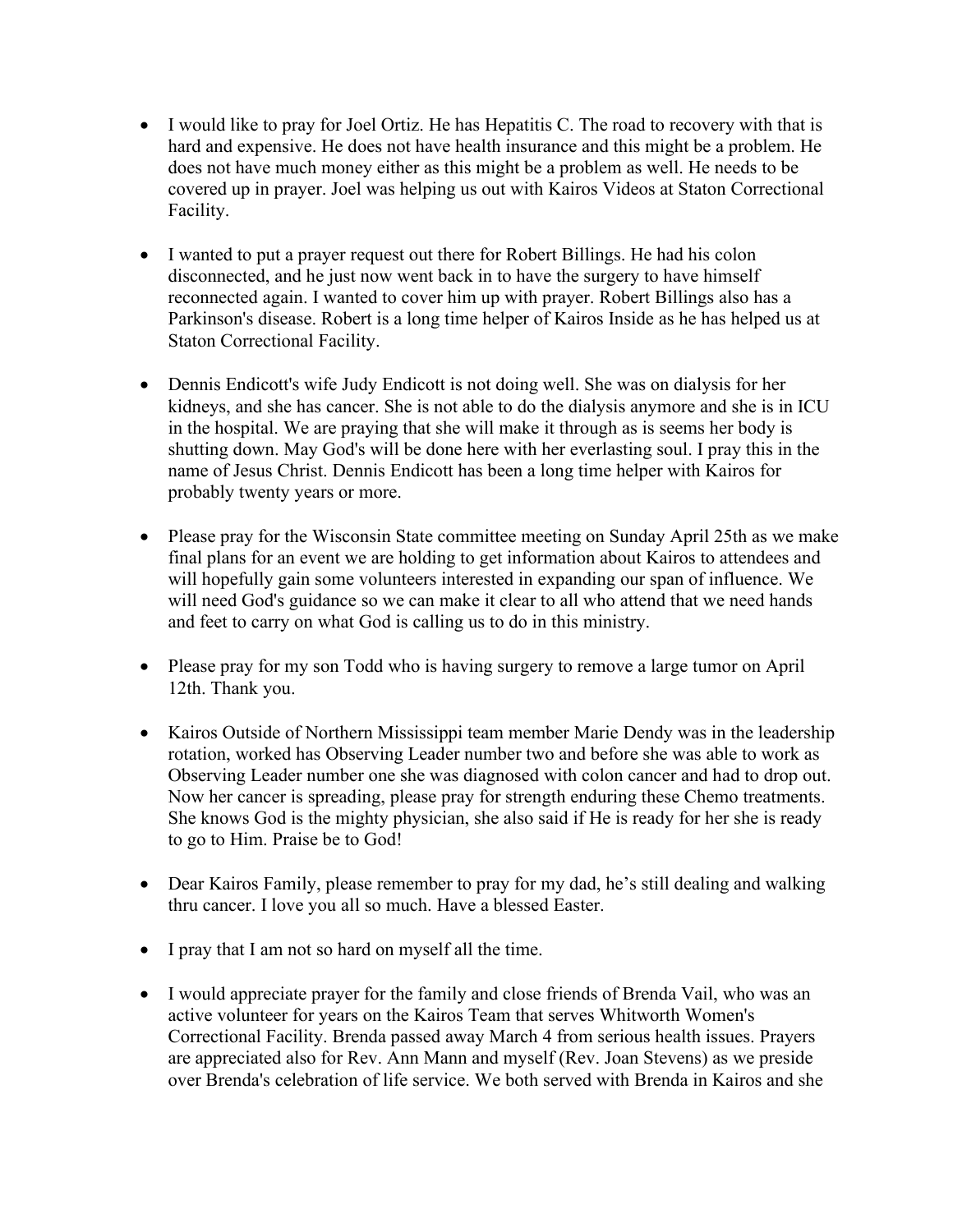- I would like to pray for Joel Ortiz. He has Hepatitis C. The road to recovery with that is hard and expensive. He does not have health insurance and this might be a problem. He does not have much money either as this might be a problem as well. He needs to be covered up in prayer. Joel was helping us out with Kairos Videos at Staton Correctional Facility.

- I wanted to put a prayer request out there for Robert Billings. He had his colon disconnected, and he just now went back in to have the surgery to have himself reconnected again. I wanted to cover him up with prayer. Robert Billings also has a Parkinson's disease. Robert is a long time helper of Kairos Inside as he has helped us at Staton Correctional Facility.

- Dennis Endicott's wife Judy Endicott is not doing well. She was on dialysis for her kidneys, and she has cancer. She is not able to do the dialysis anymore and she is in ICU in the hospital. We are praying that she will make it through as is seems her body is shutting down. May God's will be done here with her everlasting soul. I pray this in the name of Jesus Christ. Dennis Endicott has been a long time helper with Kairos for probably twenty years or more.

- Please pray for the Wisconsin State committee meeting on Sunday April 25th as we make final plans for an event we are holding to get information about Kairos to attendees and will hopefully gain some volunteers interested in expanding our span of influence. We will need God's guidance so we can make it clear to all who attend that we need hands and feet to carry on what God is calling us to do in this ministry.

- Please pray for my son Todd who is having surgery to remove a large tumor on April 12th. Thank you.

- Kairos Outside of Northern Mississippi team member Marie Dendy was in the leadership rotation, worked has Observing Leader number two and before she was able to work as Observing Leader number one she was diagnosed with colon cancer and had to drop out. Now her cancer is spreading, please pray for strength enduring these Chemo treatments. She knows God is the mighty physician, she also said if He is ready for her she is ready to go to Him. Praise be to God!

- Dear Kairos Family, please remember to pray for my dad, he's still dealing and walking thru cancer. I love you all so much. Have a blessed Easter.

- I pray that I am not so hard on myself all the time.

- I would appreciate prayer for the family and close friends of Brenda Vail, who was an active volunteer for years on the Kairos Team that serves Whitworth Women's Correctional Facility. Brenda passed away March 4 from serious health issues. Prayers are appreciated also for Rev. Ann Mann and myself (Rev. Joan Stevens) as we preside over Brenda's celebration of life service. We both served with Brenda in Kairos and she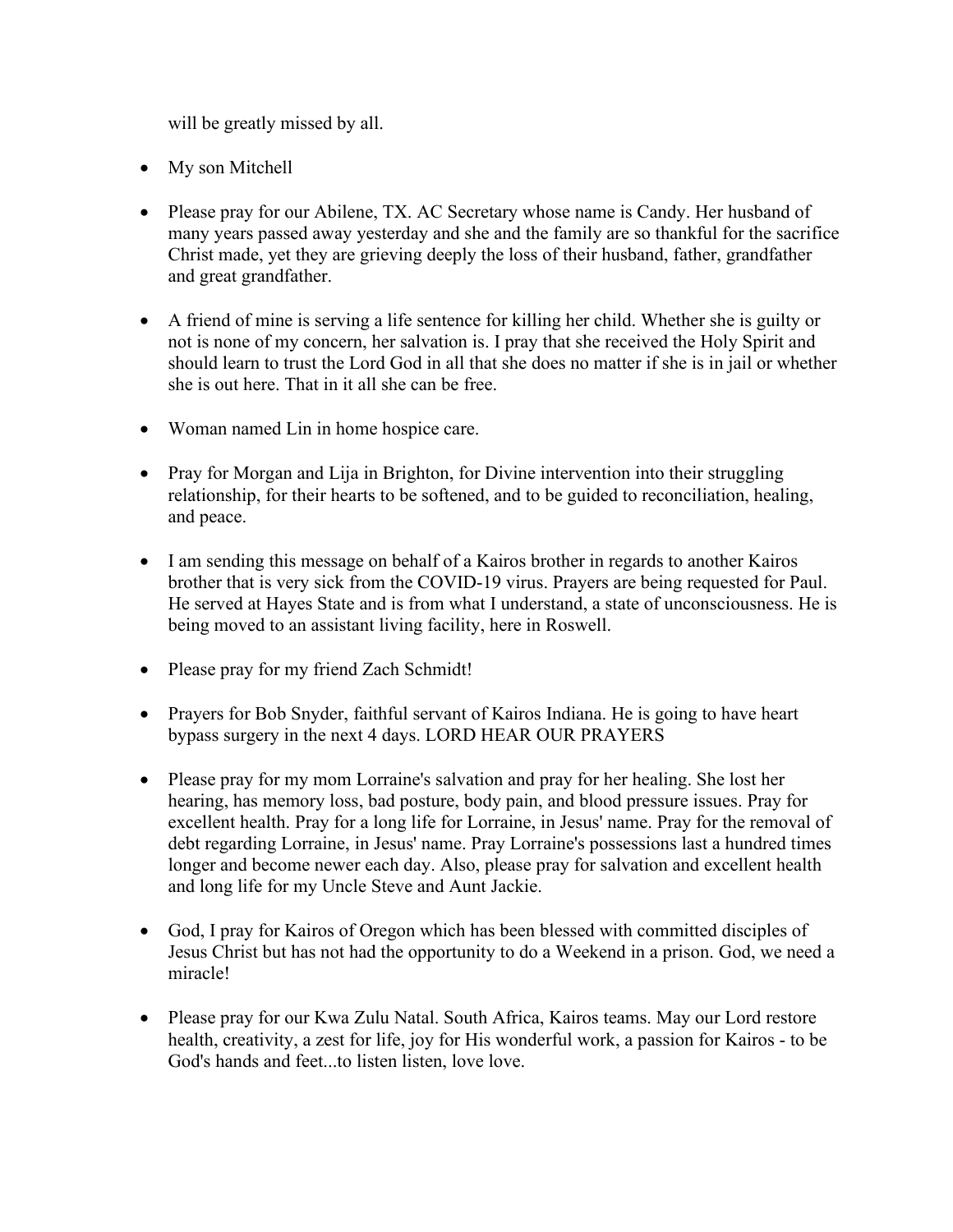will be greatly missed by all.

- My son Mitchell

- Please pray for our Abilene, TX. AC Secretary whose name is Candy. Her husband of many years passed away yesterday and she and the family are so thankful for the sacrifice Christ made, yet they are grieving deeply the loss of their husband, father, grandfather and great grandfather.

- A friend of mine is serving a life sentence for killing her child. Whether she is guilty or not is none of my concern, her salvation is. I pray that she received the Holy Spirit and should learn to trust the Lord God in all that she does no matter if she is in jail or whether she is out here. That in it all she can be free.

- Woman named Lin in home hospice care.

- Pray for Morgan and Lija in Brighton, for Divine intervention into their struggling relationship, for their hearts to be softened, and to be guided to reconciliation, healing, and peace.

- I am sending this message on behalf of a Kairos brother in regards to another Kairos brother that is very sick from the COVID-19 virus. Prayers are being requested for Paul. He served at Hayes State and is from what I understand, a state of unconsciousness. He is being moved to an assistant living facility, here in Roswell.

- Please pray for my friend Zach Schmidt!

- Prayers for Bob Snyder, faithful servant of Kairos Indiana. He is going to have heart bypass surgery in the next 4 days. LORD HEAR OUR PRAYERS

- Please pray for my mom Lorraine's salvation and pray for her healing. She lost her hearing, has memory loss, bad posture, body pain, and blood pressure issues. Pray for excellent health. Pray for a long life for Lorraine, in Jesus' name. Pray for the removal of debt regarding Lorraine, in Jesus' name. Pray Lorraine's possessions last a hundred times longer and become newer each day. Also, please pray for salvation and excellent health and long life for my Uncle Steve and Aunt Jackie.

- God, I pray for Kairos of Oregon which has been blessed with committed disciples of Jesus Christ but has not had the opportunity to do a Weekend in a prison. God, we need a miracle!

- Please pray for our Kwa Zulu Natal. South Africa, Kairos teams. May our Lord restore health, creativity, a zest for life, joy for His wonderful work, a passion for Kairos - to be God's hands and feet...to listen listen, love love.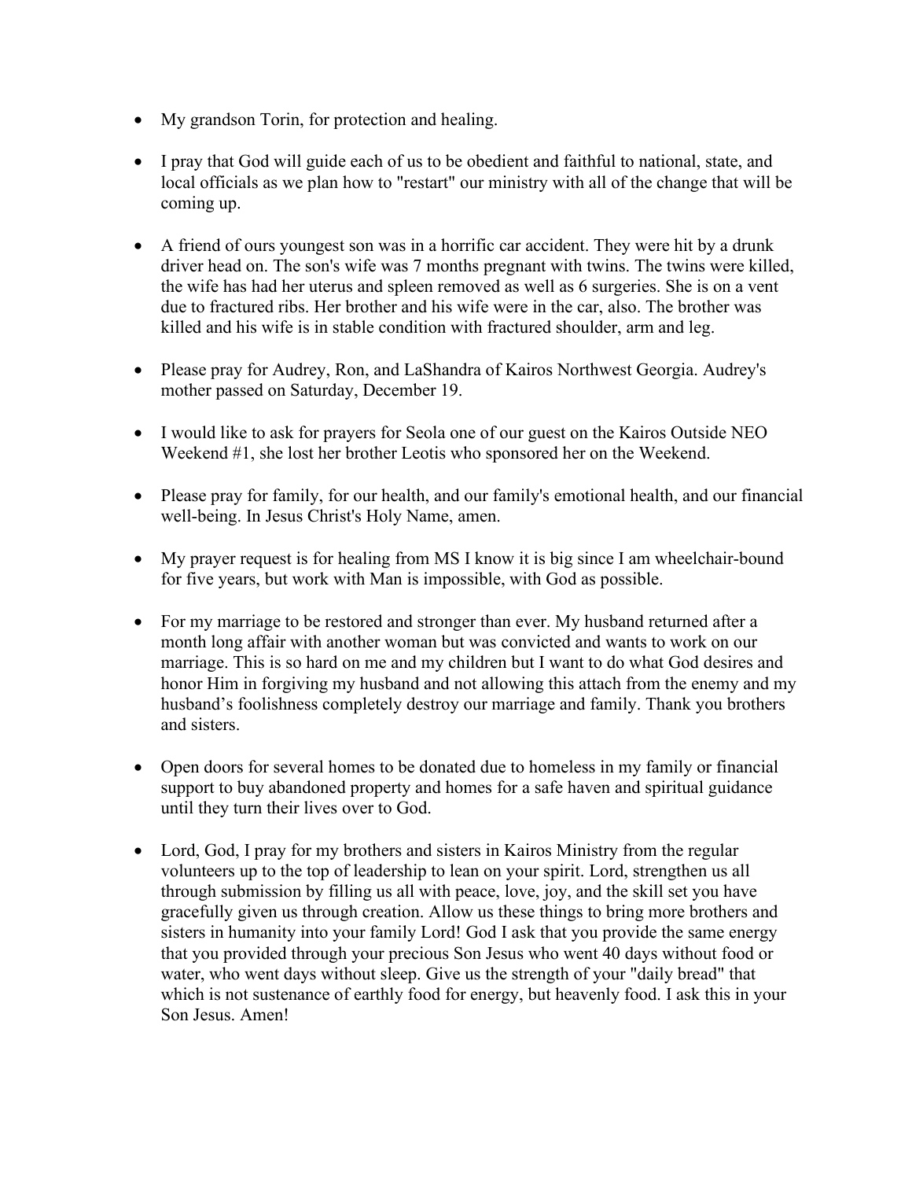- My grandson Torin, for protection and healing.

- I pray that God will guide each of us to be obedient and faithful to national, state, and local officials as we plan how to "restart" our ministry with all of the change that will be coming up.

- A friend of ours youngest son was in a horrific car accident. They were hit by a drunk driver head on. The son's wife was 7 months pregnant with twins. The twins were killed, the wife has had her uterus and spleen removed as well as 6 surgeries. She is on a vent due to fractured ribs. Her brother and his wife were in the car, also. The brother was killed and his wife is in stable condition with fractured shoulder, arm and leg.

- Please pray for Audrey, Ron, and LaShandra of Kairos Northwest Georgia. Audrey's mother passed on Saturday, December 19.

- I would like to ask for prayers for Seola one of our guest on the Kairos Outside NEO Weekend #1, she lost her brother Leotis who sponsored her on the Weekend.

- Please pray for family, for our health, and our family's emotional health, and our financial well-being. In Jesus Christ's Holy Name, amen.

- My prayer request is for healing from MS I know it is big since I am wheelchair-bound for five years, but work with Man is impossible, with God as possible.

- For my marriage to be restored and stronger than ever. My husband returned after a month long affair with another woman but was convicted and wants to work on our marriage. This is so hard on me and my children but I want to do what God desires and honor Him in forgiving my husband and not allowing this attach from the enemy and my husband's foolishness completely destroy our marriage and family. Thank you brothers and sisters.

- Open doors for several homes to be donated due to homeless in my family or financial support to buy abandoned property and homes for a safe haven and spiritual guidance until they turn their lives over to God.

- Lord, God, I pray for my brothers and sisters in Kairos Ministry from the regular volunteers up to the top of leadership to lean on your spirit. Lord, strengthen us all through submission by filling us all with peace, love, joy, and the skill set you have gracefully given us through creation. Allow us these things to bring more brothers and sisters in humanity into your family Lord! God I ask that you provide the same energy that you provided through your precious Son Jesus who went 40 days without food or water, who went days without sleep. Give us the strength of your "daily bread" that which is not sustenance of earthly food for energy, but heavenly food. I ask this in your Son Jesus. Amen!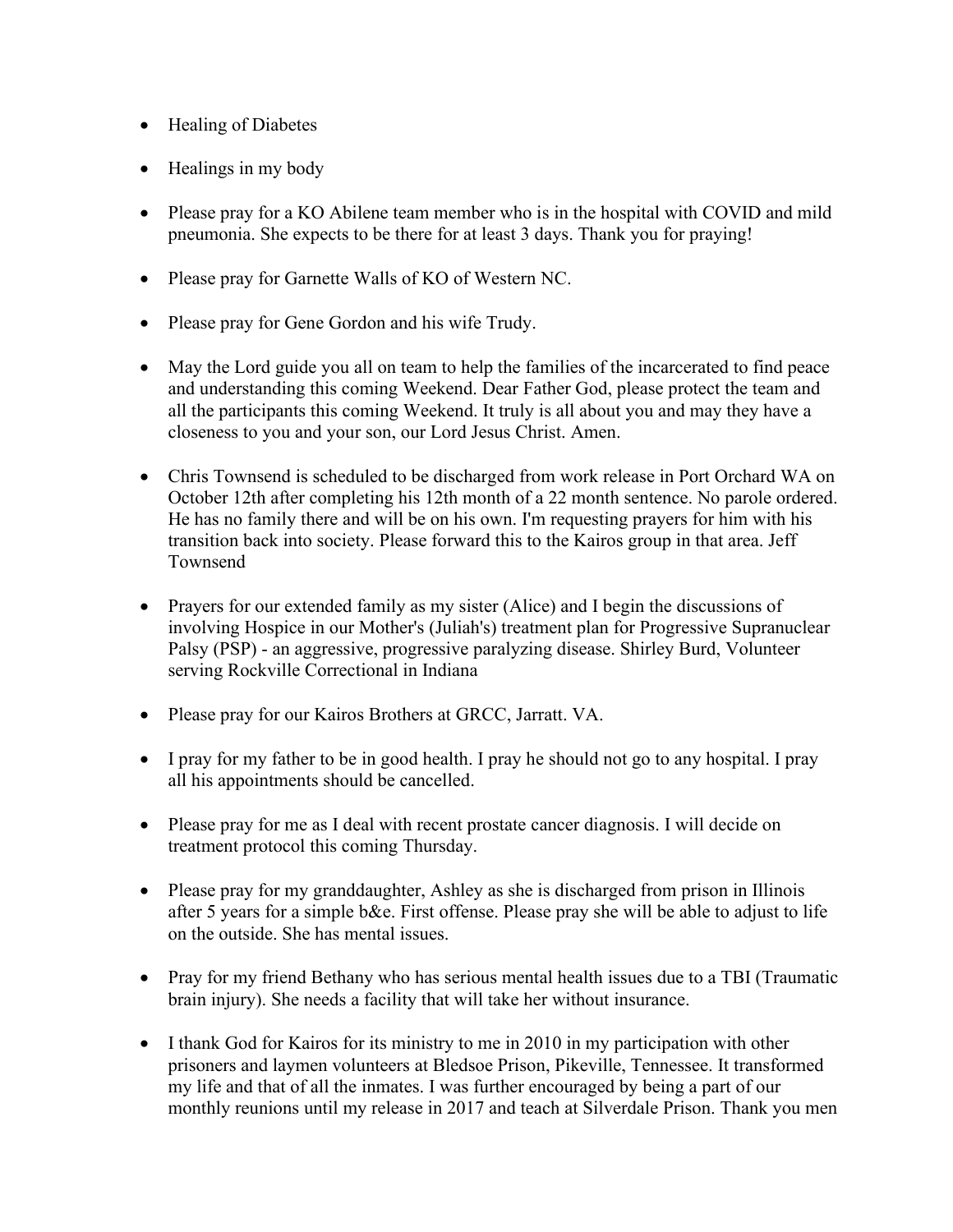- Healing of Diabetes
- Healings in my body
- Please pray for a KO Abilene team member who is in the hospital with COVID and mild pneumonia. She expects to be there for at least 3 days. Thank you for praying!
- Please pray for Garnette Walls of KO of Western NC.
- Please pray for Gene Gordon and his wife Trudy.
- May the Lord guide you all on team to help the families of the incarcerated to find peace and understanding this coming Weekend. Dear Father God, please protect the team and all the participants this coming Weekend. It truly is all about you and may they have a closeness to you and your son, our Lord Jesus Christ. Amen.
- Chris Townsend is scheduled to be discharged from work release in Port Orchard WA on October 12th after completing his 12th month of a 22 month sentence. No parole ordered. He has no family there and will be on his own. I'm requesting prayers for him with his transition back into society. Please forward this to the Kairos group in that area. Jeff Townsend
- Prayers for our extended family as my sister (Alice) and I begin the discussions of involving Hospice in our Mother's (Juliah's) treatment plan for Progressive Supranuclear Palsy (PSP) - an aggressive, progressive paralyzing disease. Shirley Burd, Volunteer serving Rockville Correctional in Indiana
- Please pray for our Kairos Brothers at GRCC, Jarratt. VA.
- I pray for my father to be in good health. I pray he should not go to any hospital. I pray all his appointments should be cancelled.
- Please pray for me as I deal with recent prostate cancer diagnosis. I will decide on treatment protocol this coming Thursday.
- Please pray for my granddaughter, Ashley as she is discharged from prison in Illinois after 5 years for a simple b&e. First offense. Please pray she will be able to adjust to life on the outside. She has mental issues.
- Pray for my friend Bethany who has serious mental health issues due to a TBI (Traumatic brain injury). She needs a facility that will take her without insurance.
- I thank God for Kairos for its ministry to me in 2010 in my participation with other prisoners and laymen volunteers at Bledsoe Prison, Pikeville, Tennessee. It transformed my life and that of all the inmates. I was further encouraged by being a part of our monthly reunions until my release in 2017 and teach at Silverdale Prison. Thank you men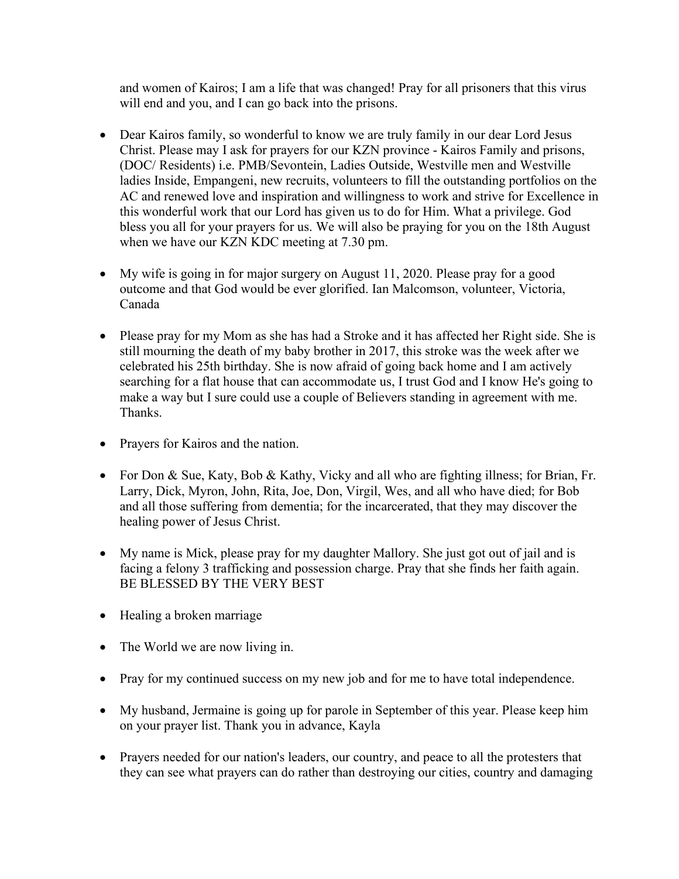and women of Kairos; I am a life that was changed! Pray for all prisoners that this virus will end and you, and I can go back into the prisons.

- Dear Kairos family, so wonderful to know we are truly family in our dear Lord Jesus Christ. Please may I ask for prayers for our KZN province - Kairos Family and prisons, (DOC/ Residents) i.e. PMB/Sevontein, Ladies Outside, Westville men and Westville ladies Inside, Empangeni, new recruits, volunteers to fill the outstanding portfolios on the AC and renewed love and inspiration and willingness to work and strive for Excellence in this wonderful work that our Lord has given us to do for Him. What a privilege. God bless you all for your prayers for us. We will also be praying for you on the 18th August when we have our KZN KDC meeting at 7.30 pm.

- My wife is going in for major surgery on August 11, 2020. Please pray for a good outcome and that God would be ever glorified. Ian Malcomson, volunteer, Victoria, Canada

- Please pray for my Mom as she has had a Stroke and it has affected her Right side. She is still mourning the death of my baby brother in 2017, this stroke was the week after we celebrated his 25th birthday. She is now afraid of going back home and I am actively searching for a flat house that can accommodate us, I trust God and I know He's going to make a way but I sure could use a couple of Believers standing in agreement with me. Thanks.

- Prayers for Kairos and the nation.

- For Don & Sue, Katy, Bob & Kathy, Vicky and all who are fighting illness; for Brian, Fr. Larry, Dick, Myron, John, Rita, Joe, Don, Virgil, Wes, and all who have died; for Bob and all those suffering from dementia; for the incarcerated, that they may discover the healing power of Jesus Christ.

- My name is Mick, please pray for my daughter Mallory. She just got out of jail and is facing a felony 3 trafficking and possession charge. Pray that she finds her faith again. BE BLESSED BY THE VERY BEST

- Healing a broken marriage

- The World we are now living in.

- Pray for my continued success on my new job and for me to have total independence.

- My husband, Jermaine is going up for parole in September of this year. Please keep him on your prayer list. Thank you in advance, Kayla

- Prayers needed for our nation's leaders, our country, and peace to all the protesters that they can see what prayers can do rather than destroying our cities, country and damaging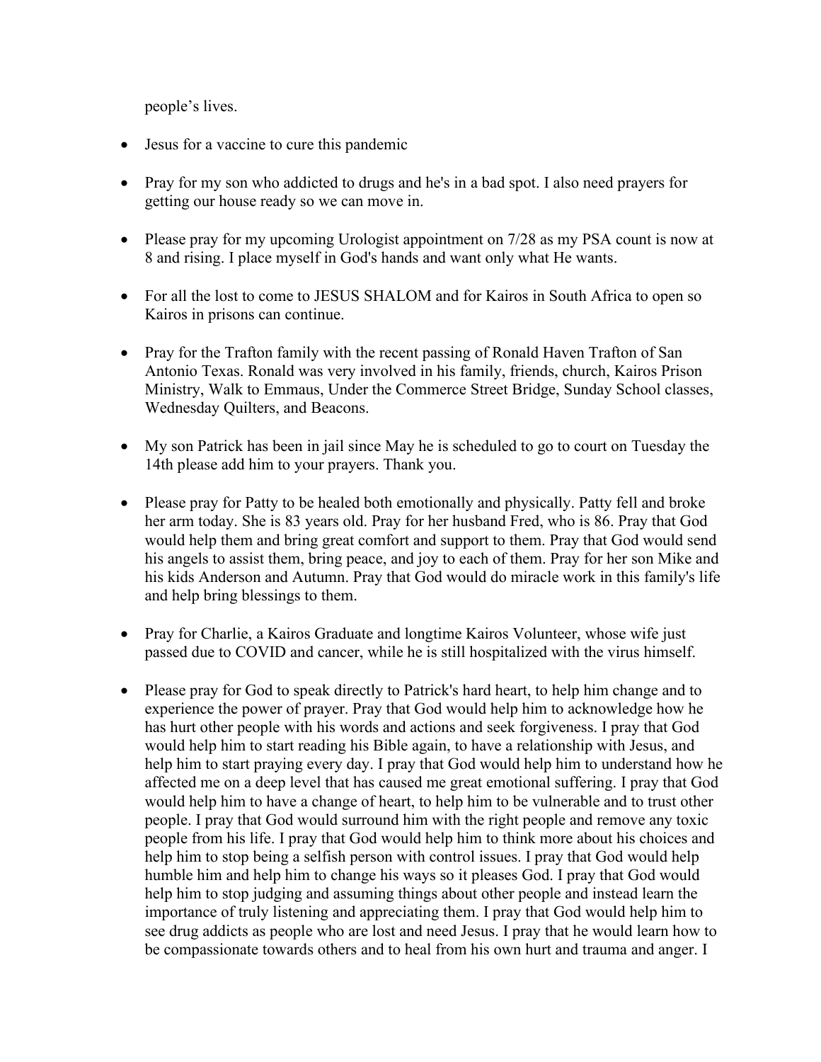people's lives.

- Jesus for a vaccine to cure this pandemic

- Pray for my son who addicted to drugs and he's in a bad spot. I also need prayers for getting our house ready so we can move in.

- Please pray for my upcoming Urologist appointment on 7/28 as my PSA count is now at 8 and rising. I place myself in God's hands and want only what He wants.

- For all the lost to come to JESUS SHALOM and for Kairos in South Africa to open so Kairos in prisons can continue.

- Pray for the Trafton family with the recent passing of Ronald Haven Trafton of San Antonio Texas. Ronald was very involved in his family, friends, church, Kairos Prison Ministry, Walk to Emmaus, Under the Commerce Street Bridge, Sunday School classes, Wednesday Quilters, and Beacons.

- My son Patrick has been in jail since May he is scheduled to go to court on Tuesday the 14th please add him to your prayers. Thank you.

- Please pray for Patty to be healed both emotionally and physically. Patty fell and broke her arm today. She is 83 years old. Pray for her husband Fred, who is 86. Pray that God would help them and bring great comfort and support to them. Pray that God would send his angels to assist them, bring peace, and joy to each of them. Pray for her son Mike and his kids Anderson and Autumn. Pray that God would do miracle work in this family's life and help bring blessings to them.

- Pray for Charlie, a Kairos Graduate and longtime Kairos Volunteer, whose wife just passed due to COVID and cancer, while he is still hospitalized with the virus himself.

- Please pray for God to speak directly to Patrick's hard heart, to help him change and to experience the power of prayer. Pray that God would help him to acknowledge how he has hurt other people with his words and actions and seek forgiveness. I pray that God would help him to start reading his Bible again, to have a relationship with Jesus, and help him to start praying every day. I pray that God would help him to understand how he affected me on a deep level that has caused me great emotional suffering. I pray that God would help him to have a change of heart, to help him to be vulnerable and to trust other people. I pray that God would surround him with the right people and remove any toxic people from his life. I pray that God would help him to think more about his choices and help him to stop being a selfish person with control issues. I pray that God would help humble him and help him to change his ways so it pleases God. I pray that God would help him to stop judging and assuming things about other people and instead learn the importance of truly listening and appreciating them. I pray that God would help him to see drug addicts as people who are lost and need Jesus. I pray that he would learn how to be compassionate towards others and to heal from his own hurt and trauma and anger. I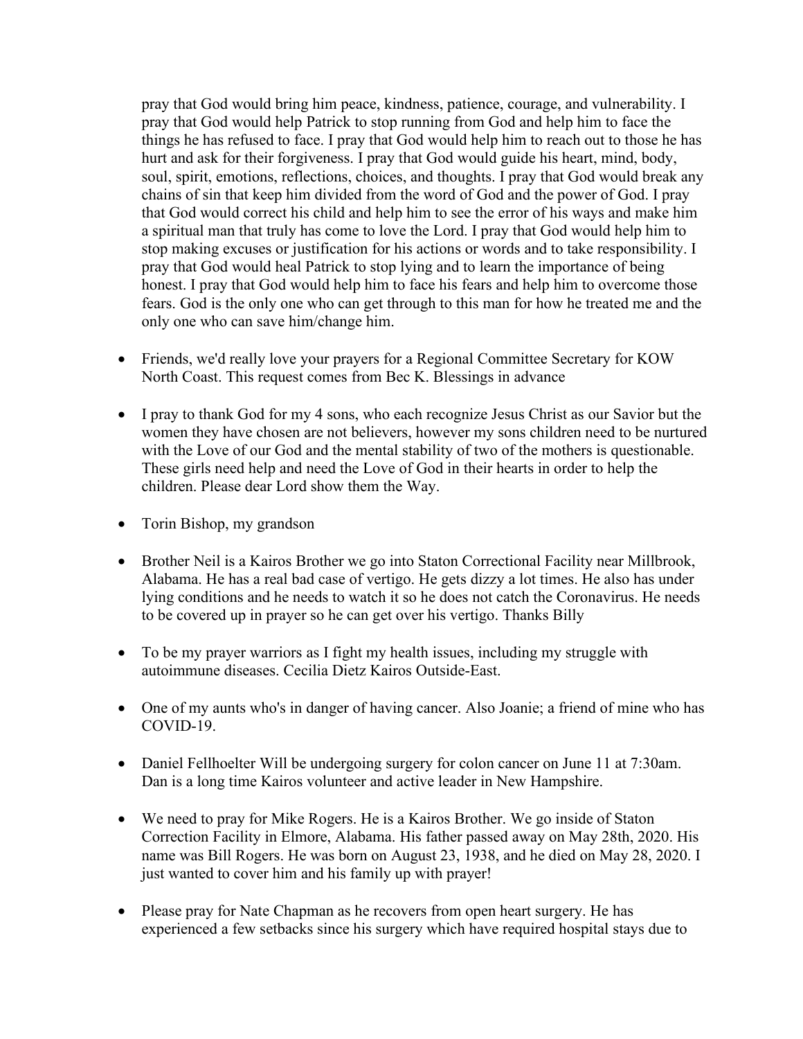pray that God would bring him peace, kindness, patience, courage, and vulnerability. I pray that God would help Patrick to stop running from God and help him to face the things he has refused to face. I pray that God would help him to reach out to those he has hurt and ask for their forgiveness. I pray that God would guide his heart, mind, body, soul, spirit, emotions, reflections, choices, and thoughts. I pray that God would break any chains of sin that keep him divided from the word of God and the power of God. I pray that God would correct his child and help him to see the error of his ways and make him a spiritual man that truly has come to love the Lord. I pray that God would help him to stop making excuses or justification for his actions or words and to take responsibility. I pray that God would heal Patrick to stop lying and to learn the importance of being honest. I pray that God would help him to face his fears and help him to overcome those fears. God is the only one who can get through to this man for how he treated me and the only one who can save him/change him.

- Friends, we'd really love your prayers for a Regional Committee Secretary for KOW North Coast. This request comes from Bec K. Blessings in advance

- I pray to thank God for my 4 sons, who each recognize Jesus Christ as our Savior but the women they have chosen are not believers, however my sons children need to be nurtured with the Love of our God and the mental stability of two of the mothers is questionable. These girls need help and need the Love of God in their hearts in order to help the children. Please dear Lord show them the Way.

- Torin Bishop, my grandson

- Brother Neil is a Kairos Brother we go into Staton Correctional Facility near Millbrook, Alabama. He has a real bad case of vertigo. He gets dizzy a lot times. He also has under lying conditions and he needs to watch it so he does not catch the Coronavirus. He needs to be covered up in prayer so he can get over his vertigo. Thanks Billy

- To be my prayer warriors as I fight my health issues, including my struggle with autoimmune diseases. Cecilia Dietz Kairos Outside-East.

- One of my aunts who's in danger of having cancer. Also Joanie; a friend of mine who has COVID-19.

- Daniel Fellhoelter Will be undergoing surgery for colon cancer on June 11 at 7:30am. Dan is a long time Kairos volunteer and active leader in New Hampshire.

- We need to pray for Mike Rogers. He is a Kairos Brother. We go inside of Staton Correction Facility in Elmore, Alabama. His father passed away on May 28th, 2020. His name was Bill Rogers. He was born on August 23, 1938, and he died on May 28, 2020. I just wanted to cover him and his family up with prayer!

- Please pray for Nate Chapman as he recovers from open heart surgery. He has experienced a few setbacks since his surgery which have required hospital stays due to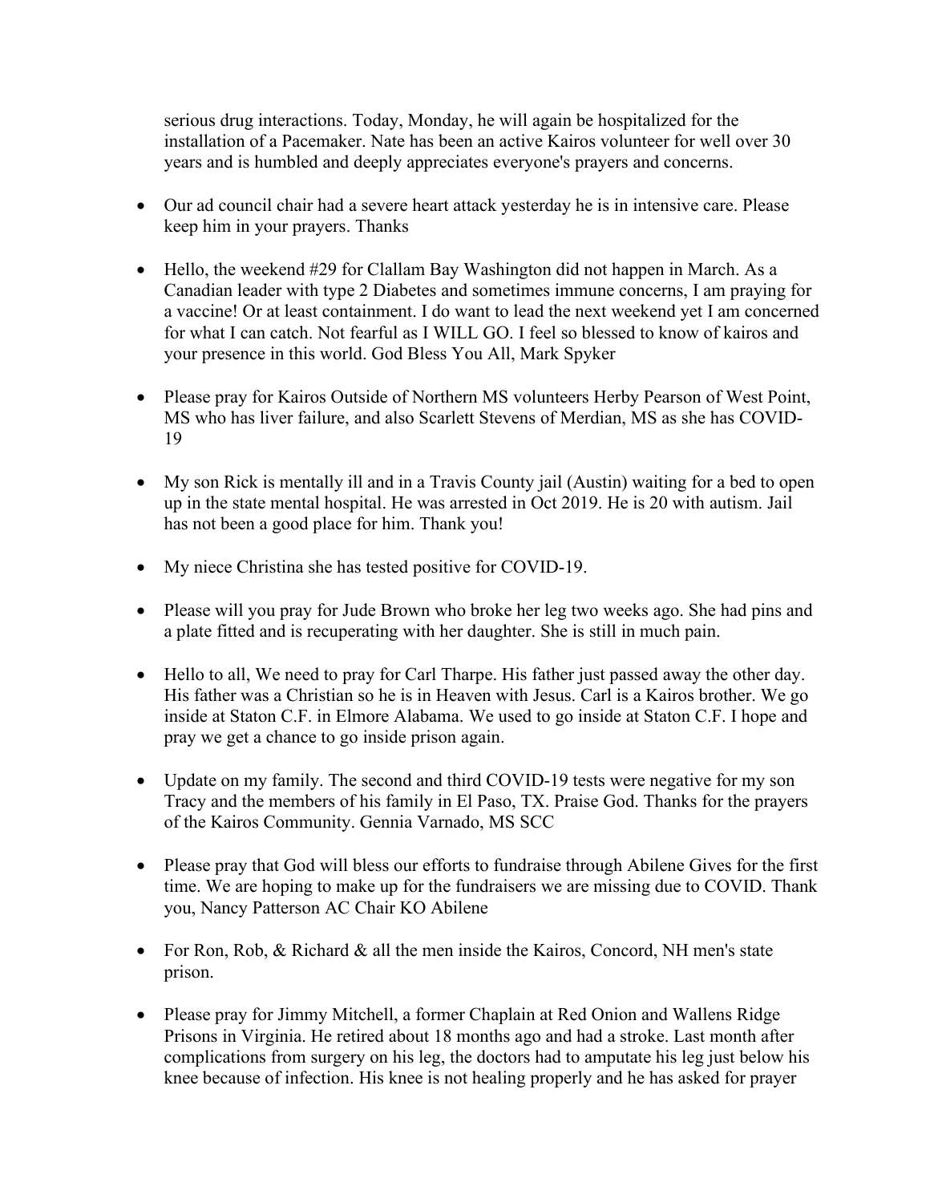serious drug interactions. Today, Monday, he will again be hospitalized for the installation of a Pacemaker. Nate has been an active Kairos volunteer for well over 30 years and is humbled and deeply appreciates everyone's prayers and concerns.

- Our ad council chair had a severe heart attack yesterday he is in intensive care. Please keep him in your prayers. Thanks

- Hello, the weekend #29 for Clallam Bay Washington did not happen in March. As a Canadian leader with type 2 Diabetes and sometimes immune concerns, I am praying for a vaccine! Or at least containment. I do want to lead the next weekend yet I am concerned for what I can catch. Not fearful as I WILL GO. I feel so blessed to know of kairos and your presence in this world. God Bless You All, Mark Spyker

- Please pray for Kairos Outside of Northern MS volunteers Herby Pearson of West Point, MS who has liver failure, and also Scarlett Stevens of Merdian, MS as she has COVID-19

- My son Rick is mentally ill and in a Travis County jail (Austin) waiting for a bed to open up in the state mental hospital. He was arrested in Oct 2019. He is 20 with autism. Jail has not been a good place for him. Thank you!

- My niece Christina she has tested positive for COVID-19.

- Please will you pray for Jude Brown who broke her leg two weeks ago. She had pins and a plate fitted and is recuperating with her daughter. She is still in much pain.

- Hello to all, We need to pray for Carl Tharpe. His father just passed away the other day. His father was a Christian so he is in Heaven with Jesus. Carl is a Kairos brother. We go inside at Staton C.F. in Elmore Alabama. We used to go inside at Staton C.F. I hope and pray we get a chance to go inside prison again.

- Update on my family. The second and third COVID-19 tests were negative for my son Tracy and the members of his family in El Paso, TX. Praise God. Thanks for the prayers of the Kairos Community. Gennia Varnado, MS SCC

- Please pray that God will bless our efforts to fundraise through Abilene Gives for the first time. We are hoping to make up for the fundraisers we are missing due to COVID. Thank you, Nancy Patterson AC Chair KO Abilene

- For Ron, Rob, & Richard & all the men inside the Kairos, Concord, NH men's state prison.

- Please pray for Jimmy Mitchell, a former Chaplain at Red Onion and Wallens Ridge Prisons in Virginia. He retired about 18 months ago and had a stroke. Last month after complications from surgery on his leg, the doctors had to amputate his leg just below his knee because of infection. His knee is not healing properly and he has asked for prayer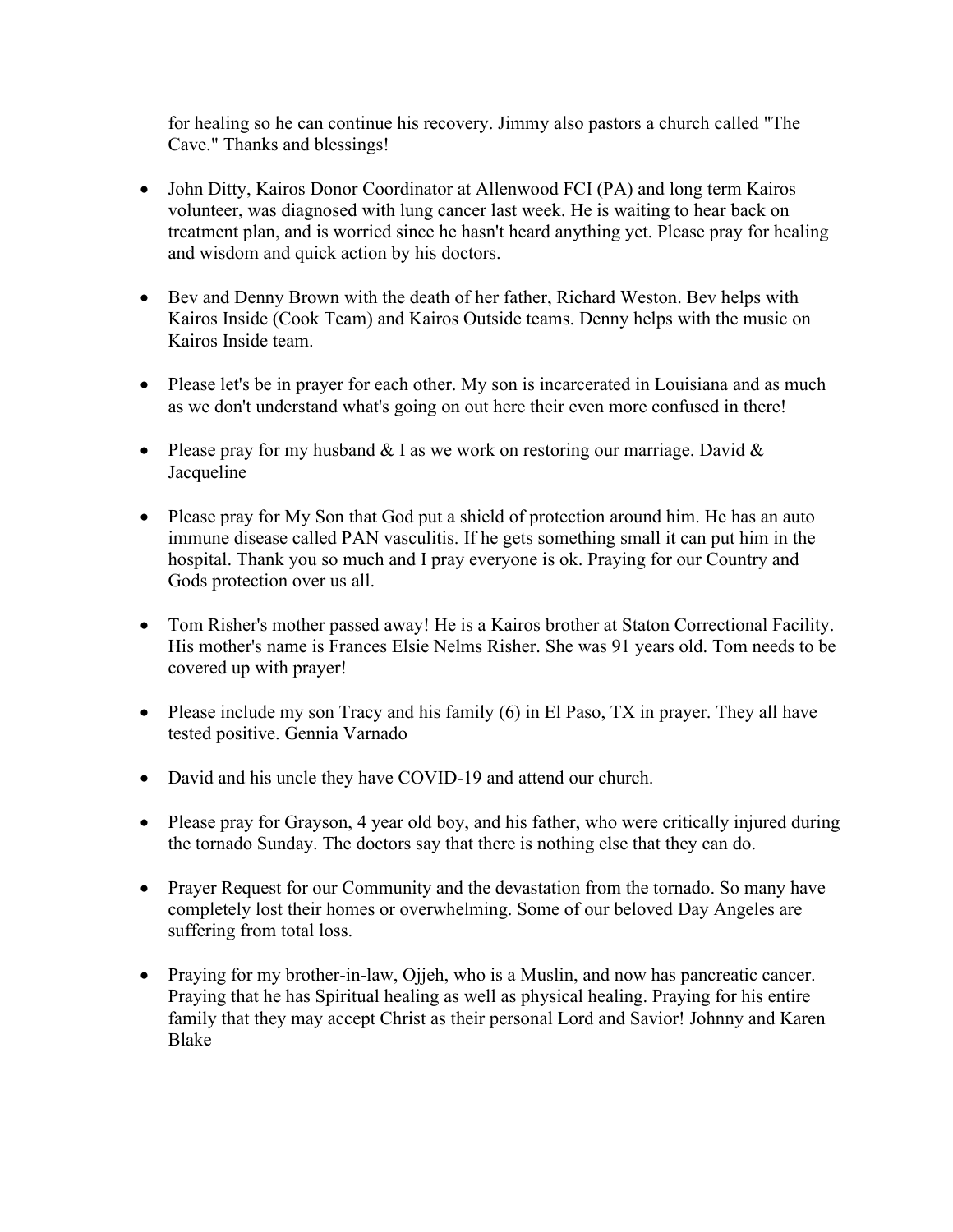for healing so he can continue his recovery. Jimmy also pastors a church called "The Cave." Thanks and blessings!

- John Ditty, Kairos Donor Coordinator at Allenwood FCI (PA) and long term Kairos volunteer, was diagnosed with lung cancer last week. He is waiting to hear back on treatment plan, and is worried since he hasn't heard anything yet. Please pray for healing and wisdom and quick action by his doctors.

- Bev and Denny Brown with the death of her father, Richard Weston. Bev helps with Kairos Inside (Cook Team) and Kairos Outside teams. Denny helps with the music on Kairos Inside team.

- Please let's be in prayer for each other. My son is incarcerated in Louisiana and as much as we don't understand what's going on out here their even more confused in there!

- Please pray for my husband & I as we work on restoring our marriage. David & Jacqueline

- Please pray for My Son that God put a shield of protection around him. He has an auto immune disease called PAN vasculitis. If he gets something small it can put him in the hospital. Thank you so much and I pray everyone is ok. Praying for our Country and Gods protection over us all.

- Tom Risher's mother passed away! He is a Kairos brother at Staton Correctional Facility. His mother's name is Frances Elsie Nelms Risher. She was 91 years old. Tom needs to be covered up with prayer!

- Please include my son Tracy and his family (6) in El Paso, TX in prayer. They all have tested positive. Gennia Varnado

- David and his uncle they have COVID-19 and attend our church.

- Please pray for Grayson, 4 year old boy, and his father, who were critically injured during the tornado Sunday. The doctors say that there is nothing else that they can do.

- Prayer Request for our Community and the devastation from the tornado. So many have completely lost their homes or overwhelming. Some of our beloved Day Angeles are suffering from total loss.

- Praying for my brother-in-law, Ojjeh, who is a Muslin, and now has pancreatic cancer. Praying that he has Spiritual healing as well as physical healing. Praying for his entire family that they may accept Christ as their personal Lord and Savior! Johnny and Karen Blake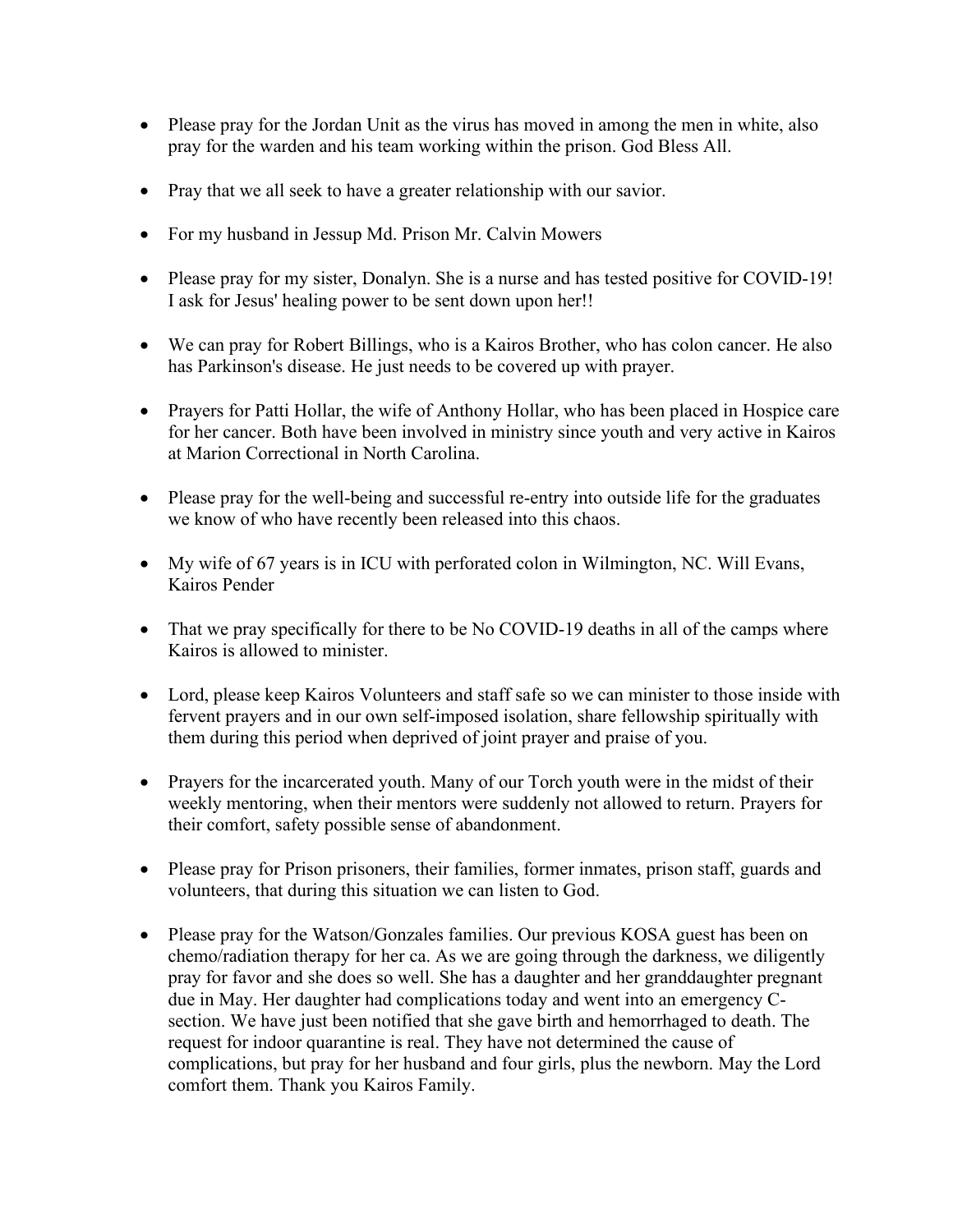- Please pray for the Jordan Unit as the virus has moved in among the men in white, also pray for the warden and his team working within the prison. God Bless All.

- Pray that we all seek to have a greater relationship with our savior.

- For my husband in Jessup Md. Prison Mr. Calvin Mowers

- Please pray for my sister, Donalyn. She is a nurse and has tested positive for COVID-19! I ask for Jesus' healing power to be sent down upon her!!

- We can pray for Robert Billings, who is a Kairos Brother, who has colon cancer. He also has Parkinson's disease. He just needs to be covered up with prayer.

- Prayers for Patti Hollar, the wife of Anthony Hollar, who has been placed in Hospice care for her cancer. Both have been involved in ministry since youth and very active in Kairos at Marion Correctional in North Carolina.

- Please pray for the well-being and successful re-entry into outside life for the graduates we know of who have recently been released into this chaos.

- My wife of 67 years is in ICU with perforated colon in Wilmington, NC. Will Evans, Kairos Pender

- That we pray specifically for there to be No COVID-19 deaths in all of the camps where Kairos is allowed to minister.

- Lord, please keep Kairos Volunteers and staff safe so we can minister to those inside with fervent prayers and in our own self-imposed isolation, share fellowship spiritually with them during this period when deprived of joint prayer and praise of you.

- Prayers for the incarcerated youth. Many of our Torch youth were in the midst of their weekly mentoring, when their mentors were suddenly not allowed to return. Prayers for their comfort, safety possible sense of abandonment.

- Please pray for Prison prisoners, their families, former inmates, prison staff, guards and volunteers, that during this situation we can listen to God.

- Please pray for the Watson/Gonzales families. Our previous KOSA guest has been on chemo/radiation therapy for her ca. As we are going through the darkness, we diligently pray for favor and she does so well. She has a daughter and her granddaughter pregnant due in May. Her daughter had complications today and went into an emergency C-section. We have just been notified that she gave birth and hemorrhaged to death. The request for indoor quarantine is real. They have not determined the cause of complications, but pray for her husband and four girls, plus the newborn. May the Lord comfort them. Thank you Kairos Family.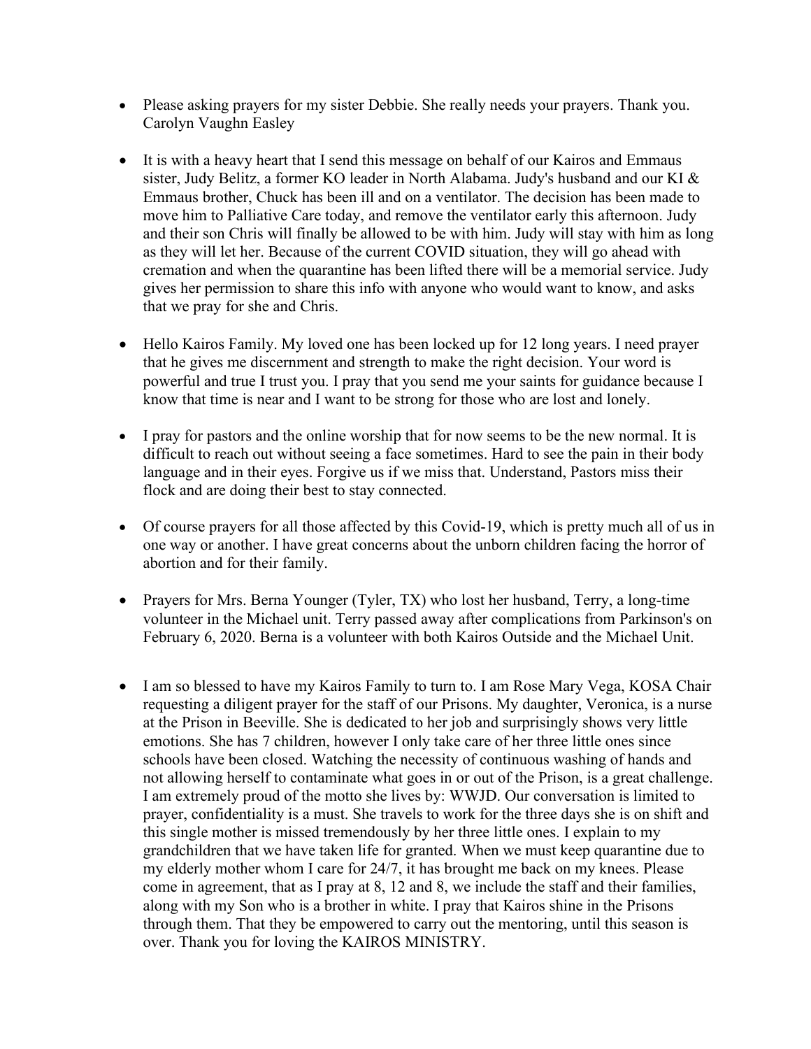- Please asking prayers for my sister Debbie. She really needs your prayers. Thank you. Carolyn Vaughn Easley

- It is with a heavy heart that I send this message on behalf of our Kairos and Emmaus sister, Judy Belitz, a former KO leader in North Alabama. Judy's husband and our KI & Emmaus brother, Chuck has been ill and on a ventilator. The decision has been made to move him to Palliative Care today, and remove the ventilator early this afternoon. Judy and their son Chris will finally be allowed to be with him. Judy will stay with him as long as they will let her. Because of the current COVID situation, they will go ahead with cremation and when the quarantine has been lifted there will be a memorial service. Judy gives her permission to share this info with anyone who would want to know, and asks that we pray for she and Chris.

- Hello Kairos Family. My loved one has been locked up for 12 long years. I need prayer that he gives me discernment and strength to make the right decision. Your word is powerful and true I trust you. I pray that you send me your saints for guidance because I know that time is near and I want to be strong for those who are lost and lonely.

- I pray for pastors and the online worship that for now seems to be the new normal. It is difficult to reach out without seeing a face sometimes. Hard to see the pain in their body language and in their eyes. Forgive us if we miss that. Understand, Pastors miss their flock and are doing their best to stay connected.

- Of course prayers for all those affected by this Covid-19, which is pretty much all of us in one way or another. I have great concerns about the unborn children facing the horror of abortion and for their family.

- Prayers for Mrs. Berna Younger (Tyler, TX) who lost her husband, Terry, a long-time volunteer in the Michael unit. Terry passed away after complications from Parkinson's on February 6, 2020. Berna is a volunteer with both Kairos Outside and the Michael Unit.

- I am so blessed to have my Kairos Family to turn to. I am Rose Mary Vega, KOSA Chair requesting a diligent prayer for the staff of our Prisons. My daughter, Veronica, is a nurse at the Prison in Beeville. She is dedicated to her job and surprisingly shows very little emotions. She has 7 children, however I only take care of her three little ones since schools have been closed. Watching the necessity of continuous washing of hands and not allowing herself to contaminate what goes in or out of the Prison, is a great challenge. I am extremely proud of the motto she lives by: WWJD. Our conversation is limited to prayer, confidentiality is a must. She travels to work for the three days she is on shift and this single mother is missed tremendously by her three little ones. I explain to my grandchildren that we have taken life for granted. When we must keep quarantine due to my elderly mother whom I care for 24/7, it has brought me back on my knees. Please come in agreement, that as I pray at 8, 12 and 8, we include the staff and their families, along with my Son who is a brother in white. I pray that Kairos shine in the Prisons through them. That they be empowered to carry out the mentoring, until this season is over. Thank you for loving the KAIROS MINISTRY.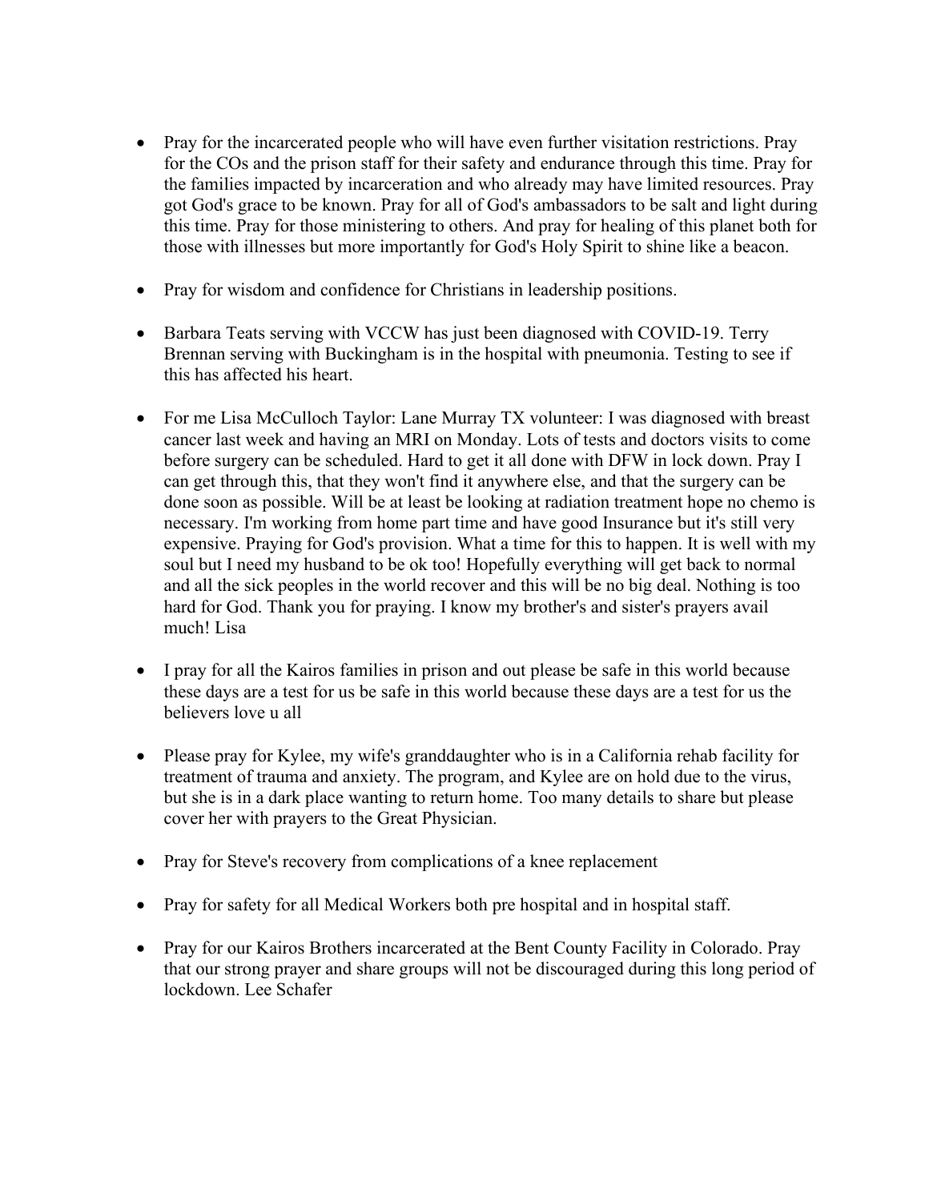- Pray for the incarcerated people who will have even further visitation restrictions. Pray for the COs and the prison staff for their safety and endurance through this time. Pray for the families impacted by incarceration and who already may have limited resources. Pray got God's grace to be known. Pray for all of God's ambassadors to be salt and light during this time. Pray for those ministering to others. And pray for healing of this planet both for those with illnesses but more importantly for God's Holy Spirit to shine like a beacon.

- Pray for wisdom and confidence for Christians in leadership positions.

- Barbara Teats serving with VCCW has just been diagnosed with COVID-19. Terry Brennan serving with Buckingham is in the hospital with pneumonia. Testing to see if this has affected his heart.

- For me Lisa McCulloch Taylor: Lane Murray TX volunteer: I was diagnosed with breast cancer last week and having an MRI on Monday. Lots of tests and doctors visits to come before surgery can be scheduled. Hard to get it all done with DFW in lock down. Pray I can get through this, that they won't find it anywhere else, and that the surgery can be done soon as possible. Will be at least be looking at radiation treatment hope no chemo is necessary. I'm working from home part time and have good Insurance but it's still very expensive. Praying for God's provision. What a time for this to happen. It is well with my soul but I need my husband to be ok too! Hopefully everything will get back to normal and all the sick peoples in the world recover and this will be no big deal. Nothing is too hard for God. Thank you for praying. I know my brother's and sister's prayers avail much! Lisa

- I pray for all the Kairos families in prison and out please be safe in this world because these days are a test for us be safe in this world because these days are a test for us the believers love u all

- Please pray for Kylee, my wife's granddaughter who is in a California rehab facility for treatment of trauma and anxiety. The program, and Kylee are on hold due to the virus, but she is in a dark place wanting to return home. Too many details to share but please cover her with prayers to the Great Physician.

- Pray for Steve's recovery from complications of a knee replacement

- Pray for safety for all Medical Workers both pre hospital and in hospital staff.

- Pray for our Kairos Brothers incarcerated at the Bent County Facility in Colorado. Pray that our strong prayer and share groups will not be discouraged during this long period of lockdown. Lee Schafer